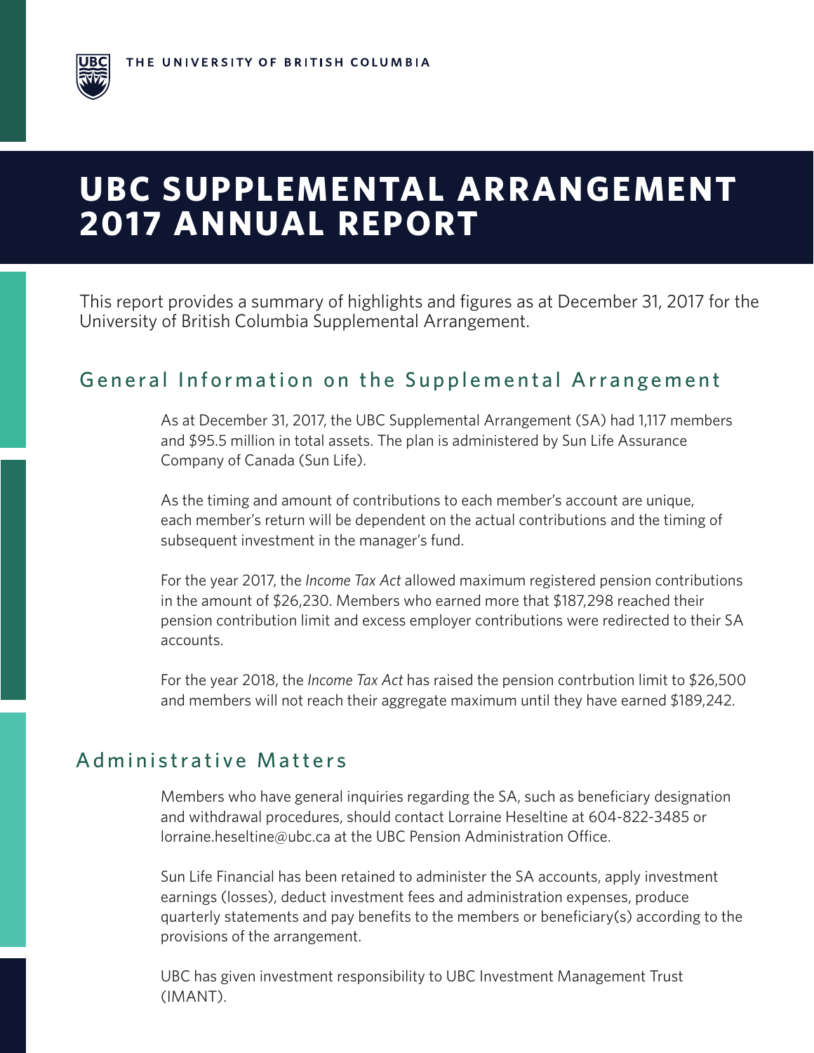THE UNIVERSITY OF BRITISH COLUMBIA

# UBC SUPPLEMENTAL ARRANGEMENT 2017 ANNUAL REPORT

This report provides a summary of highlights and figures as at December 31, 2017 for the University of British Columbia Supplemental Arrangement.

## General Information on the Supplemental Arrangement

As at December 31, 2017, the UBC Supplemental Arrangement (SA) had 1,117 members and $95.5 million in total assets. The plan is administered by Sun Life Assurance Company of Canada (Sun Life).

As the timing and amount of contributions to each member's account are unique, each member's return will be dependent on the actual contributions and the timing of subsequent investment in the manager's fund.

For the year 2017, the *Income Tax Act* allowed maximum registered pension contributions in the amount of $26,230. Members who earned more that $187,298 reached their pension contribution limit and excess employer contributions were redirected to their SA accounts.

For the year 2018, the *Income Tax Act* has raised the pension contrbution limit to $26,500 and members will not reach their aggregate maximum until they have earned $189,242.

## Administrative Matters

Members who have general inquiries regarding the SA, such as beneficiary designation and withdrawal procedures, should contact Lorraine Heseltine at 604-822-3485 or lorraine.heseltine@ubc.ca at the UBC Pension Administration Office.

Sun Life Financial has been retained to administer the SA accounts, apply investment earnings (losses), deduct investment fees and administration expenses, produce quarterly statements and pay benefits to the members or beneficiary(s) according to the provisions of the arrangement.

UBC has given investment responsibility to UBC Investment Management Trust (IMANT).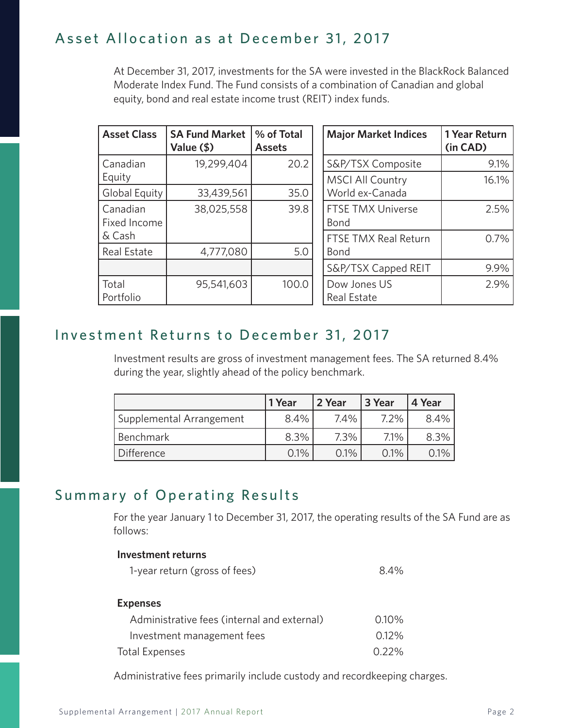## Asset Allocation as at December 31, 2017

At December 31, 2017, investments for the SA were invested in the BlackRock Balanced Moderate Index Fund. The Fund consists of a combination of Canadian and global equity, bond and real estate income trust (REIT) index funds.

| Asset Class | SA Fund Market Value ($) | % of Total Assets |
|---|---|---|
| Canadian Equity | 19,299,404 | 20.2 |
| Global Equity | 33,439,561 | 35.0 |
| Canadian Fixed Income & Cash | 38,025,558 | 39.8 |
| Real Estate | 4,777,080 | 5.0 |
| | | |
| Total Portfolio | 95,541,603 | 100.0 |

| Major Market Indices | 1 Year Return (in CAD) |
|---|---|
| S&P/TSX Composite | 9.1% |
| MSCI All Country World ex-Canada | 16.1% |
| FTSE TMX Universe Bond | 2.5% |
| FTSE TMX Real Return Bond | 0.7% |
| S&P/TSX Capped REIT | 9.9% |
| Dow Jones US Real Estate | 2.9% |

## Investment Returns to December 31, 2017

Investment results are gross of investment management fees. The SA returned 8.4% during the year, slightly ahead of the policy benchmark.

| | 1 Year | 2 Year | 3 Year | 4 Year |
|---|---|---|---|---|
| Supplemental Arrangement | 8.4% | 7.4% | 7.2% | 8.4% |
| Benchmark | 8.3% | 7.3% | 7.1% | 8.3% |
| Difference | 0.1% | 0.1% | 0.1% | 0.1% |

## Summary of Operating Results

For the year January 1 to December 31, 2017, the operating results of the SA Fund are as follows:

**Investment returns**

| | |
|---|---|
| 1-year return (gross of fees) | 8.4% |

**Expenses**

| | |
|---|---|
| Administrative fees (internal and external) | 0.10% |
| Investment management fees | 0.12% |
| Total Expenses | 0.22% |

Administrative fees primarily include custody and recordkeeping charges.